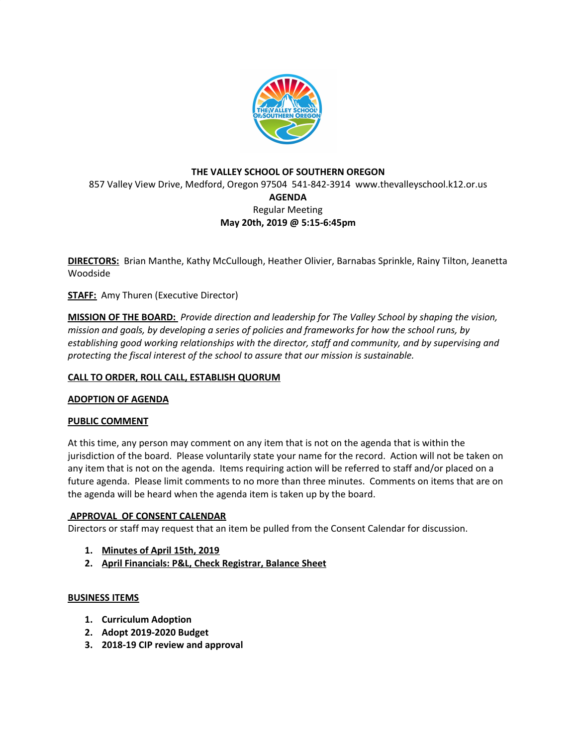**THE VALLEY SCHOOL OF SOUTHERN OREGON**

857 Valley View Drive, Medford, Oregon 97504 541-842-3914 www.thevalleyschool.k12.or.us

**AGENDA**

Regular Meeting

**May 20th, 2019 @ 5:15-6:45pm**

**DIRECTORS:** Brian Manthe, Kathy McCullough, Heather Olivier, Barnabas Sprinkle, Rainy Tilton, Jeanetta Woodside

**STAFF:** Amy Thuren (Executive Director)

**MISSION OF THE BOARD:** *Provide direction and leadership for The Valley School by shaping the vision, mission and goals, by developing a series of policies and frameworks for how the school runs, by establishing good working relationships with the director, staff and community, and by supervising and protecting the fiscal interest of the school to assure that our mission is sustainable.*

**CALL TO ORDER, ROLL CALL, ESTABLISH QUORUM**

**ADOPTION OF AGENDA**

**PUBLIC COMMENT**

At this time, any person may comment on any item that is not on the agenda that is within the jurisdiction of the board. Please voluntarily state your name for the record. Action will not be taken on any item that is not on the agenda. Items requiring action will be referred to staff and/or placed on a future agenda. Please limit comments to no more than three minutes. Comments on items that are on the agenda will be heard when the agenda item is taken up by the board.

**APPROVAL OF CONSENT CALENDAR**

Directors or staff may request that an item be pulled from the Consent Calendar for discussion.

1. **Minutes of April 15th, 2019**
2. **April Financials: P&L, Check Registrar, Balance Sheet**

**BUSINESS ITEMS**

1. **Curriculum Adoption**
2. **Adopt 2019-2020 Budget**
3. **2018-19 CIP review and approval**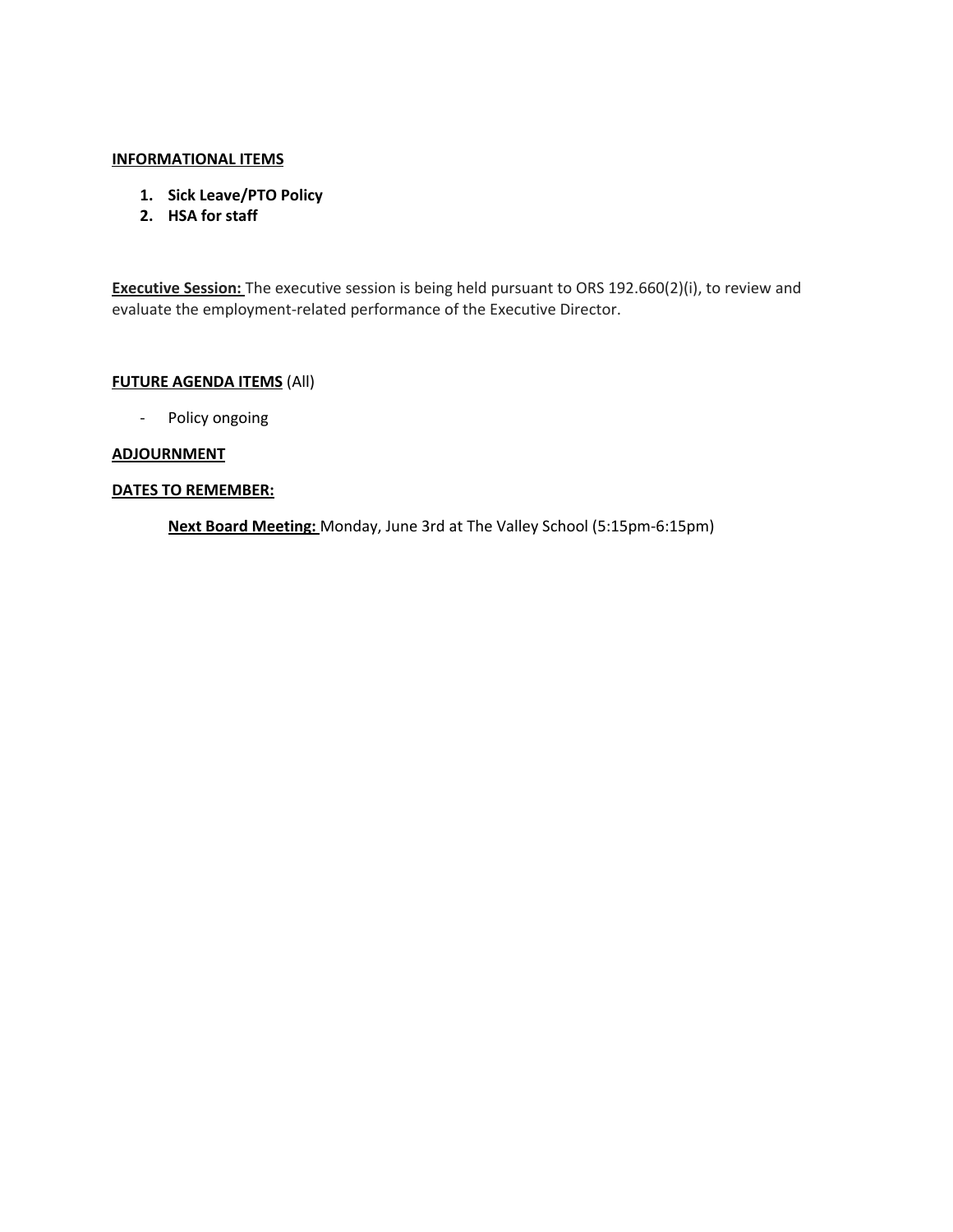**INFORMATIONAL ITEMS**

1. **Sick Leave/PTO Policy**
2. **HSA for staff**

**Executive Session:** The executive session is being held pursuant to ORS 192.660(2)(i), to review and evaluate the employment-related performance of the Executive Director.

**FUTURE AGENDA ITEMS** (All)

- Policy ongoing

**ADJOURNMENT**

**DATES TO REMEMBER:**

**Next Board Meeting:** Monday, June 3rd at The Valley School (5:15pm-6:15pm)